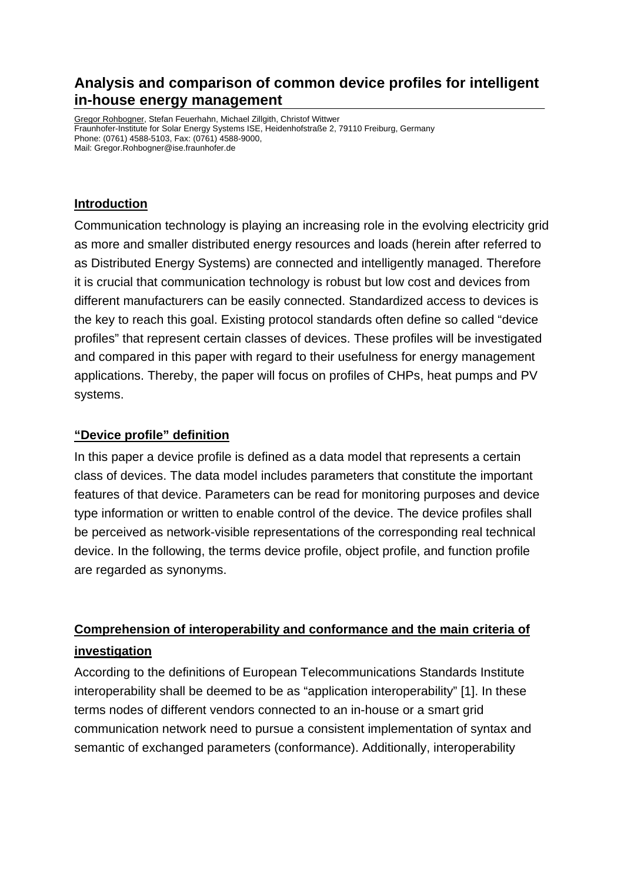# Analysis and comparison of common device profiles for intelligent in-house energy management

Gregor Rohbogner, Stefan Feuerhahn, Michael Zillgith, Christof Wittwer
Fraunhofer-Institute for Solar Energy Systems ISE, Heidenhofstraße 2, 79110 Freiburg, Germany
Phone: (0761) 4588-5103, Fax: (0761) 4588-9000,
Mail: Gregor.Rohbogner@ise.fraunhofer.de

## Introduction

Communication technology is playing an increasing role in the evolving electricity grid as more and smaller distributed energy resources and loads (herein after referred to as Distributed Energy Systems) are connected and intelligently managed. Therefore it is crucial that communication technology is robust but low cost and devices from different manufacturers can be easily connected. Standardized access to devices is the key to reach this goal. Existing protocol standards often define so called "device profiles" that represent certain classes of devices. These profiles will be investigated and compared in this paper with regard to their usefulness for energy management applications. Thereby, the paper will focus on profiles of CHPs, heat pumps and PV systems.

## "Device profile" definition

In this paper a device profile is defined as a data model that represents a certain class of devices. The data model includes parameters that constitute the important features of that device. Parameters can be read for monitoring purposes and device type information or written to enable control of the device. The device profiles shall be perceived as network-visible representations of the corresponding real technical device. In the following, the terms device profile, object profile, and function profile are regarded as synonyms.

## Comprehension of interoperability and conformance and the main criteria of investigation

According to the definitions of European Telecommunications Standards Institute interoperability shall be deemed to be as "application interoperability" [1]. In these terms nodes of different vendors connected to an in-house or a smart grid communication network need to pursue a consistent implementation of syntax and semantic of exchanged parameters (conformance). Additionally, interoperability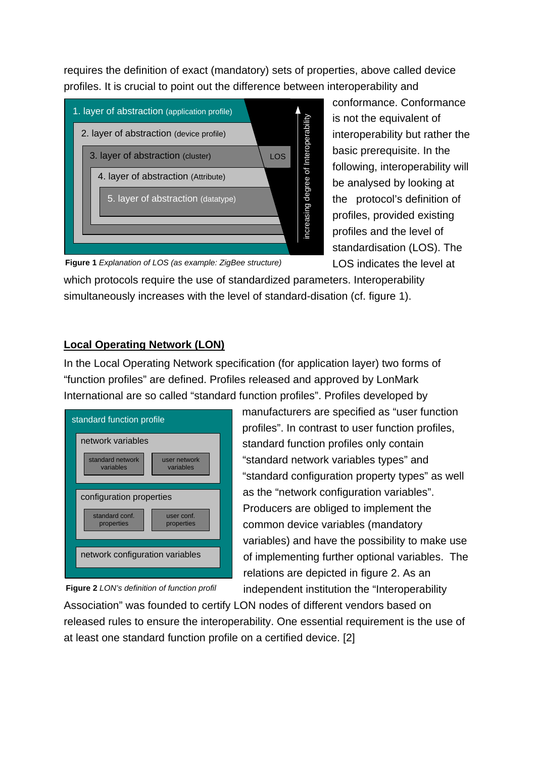requires the definition of exact (mandatory) sets of properties, above called device profiles. It is crucial to point out the difference between interoperability and conformance. Conformance is not the equivalent of interoperability but rather the basic prerequisite. In the following, interoperability will be analysed by looking at the protocol's definition of profiles, provided existing profiles and the level of standardisation (LOS). The LOS indicates the level at which protocols require the use of standardized parameters. Interoperability simultaneously increases with the level of standard-disation (cf. figure 1).

1. layer of abstraction (application profile)
2. layer of abstraction (device profile)
3. layer of abstraction (cluster)
4. layer of abstraction (Attribute)
5. layer of abstraction (datatype)

LOS

increasing degree of Interoperability

**Figure 1** *Explanation of LOS (as example: ZigBee structure)*

## Local Operating Network (LON)

In the Local Operating Network specification (for application layer) two forms of "function profiles" are defined. Profiles released and approved by LonMark International are so called "standard function profiles". Profiles developed by manufacturers are specified as "user function profiles". In contrast to user function profiles, standard function profiles only contain "standard network variables types" and "standard configuration property types" as well as the "network configuration variables". Producers are obliged to implement the common device variables (mandatory variables) and have the possibility to make use of implementing further optional variables. The relations are depicted in figure 2. As an independent institution the "Interoperability Association" was founded to certify LON nodes of different vendors based on released rules to ensure the interoperability. One essential requirement is the use of at least one standard function profile on a certified device. [2]

standard function profile

network variables
- standard network variables
- user network variables

configuration properties
- standard conf. properties
- user conf. properties

network configuration variables

**Figure 2** *LON's definition of function profil*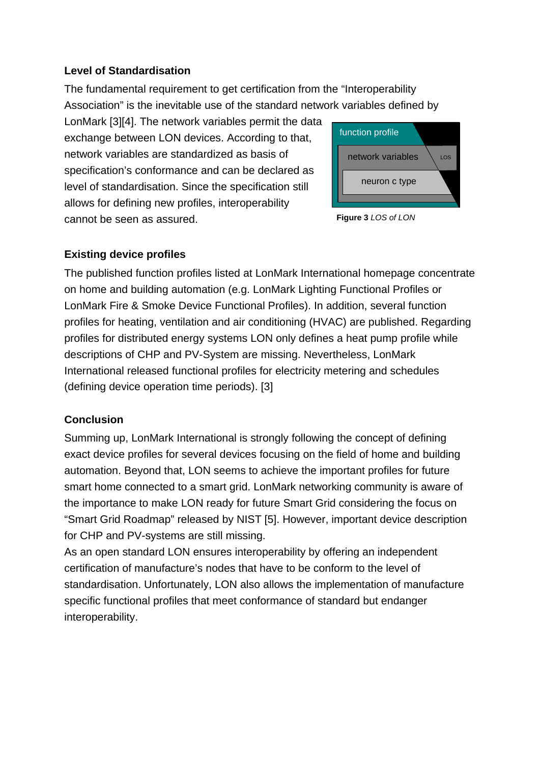**Level of Standardisation**

The fundamental requirement to get certification from the "Interoperability Association" is the inevitable use of the standard network variables defined by LonMark [3][4]. The network variables permit the data exchange between LON devices. According to that, network variables are standardized as basis of specification's conformance and can be declared as level of standardisation. Since the specification still allows for defining new profiles, interoperability cannot be seen as assured.

**Figure 3** *LOS of LON*

**Existing device profiles**

The published function profiles listed at LonMark International homepage concentrate on home and building automation (e.g. LonMark Lighting Functional Profiles or LonMark Fire & Smoke Device Functional Profiles). In addition, several function profiles for heating, ventilation and air conditioning (HVAC) are published. Regarding profiles for distributed energy systems LON only defines a heat pump profile while descriptions of CHP and PV-System are missing. Nevertheless, LonMark International released functional profiles for electricity metering and schedules (defining device operation time periods). [3]

**Conclusion**

Summing up, LonMark International is strongly following the concept of defining exact device profiles for several devices focusing on the field of home and building automation. Beyond that, LON seems to achieve the important profiles for future smart home connected to a smart grid. LonMark networking community is aware of the importance to make LON ready for future Smart Grid considering the focus on "Smart Grid Roadmap" released by NIST [5]. However, important device description for CHP and PV-systems are still missing.

As an open standard LON ensures interoperability by offering an independent certification of manufacture's nodes that have to be conform to the level of standardisation. Unfortunately, LON also allows the implementation of manufacture specific functional profiles that meet conformance of standard but endanger interoperability.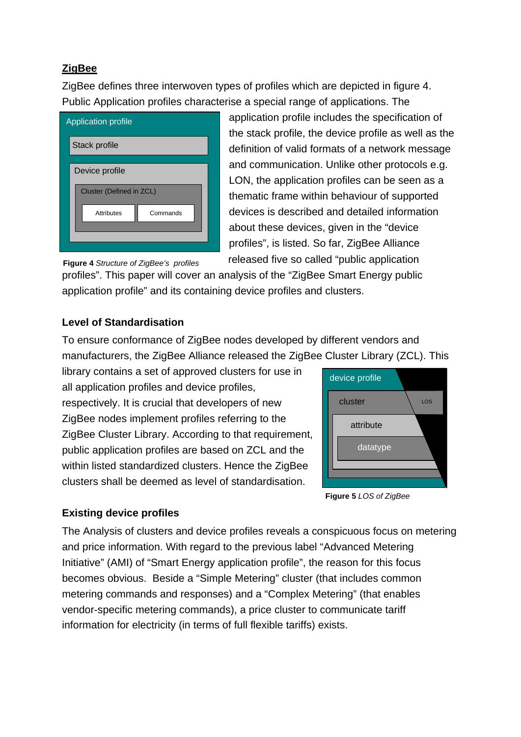## ZigBee

ZigBee defines three interwoven types of profiles which are depicted in figure 4. Public Application profiles characterise a special range of applications. The application profile includes the specification of the stack profile, the device profile as well as the definition of valid formats of a network message and communication. Unlike other protocols e.g. LON, the application profiles can be seen as a thematic frame within behaviour of supported devices is described and detailed information about these devices, given in the "device profiles", is listed. So far, ZigBee Alliance released five so called "public application profiles". This paper will cover an analysis of the "ZigBee Smart Energy public application profile" and its containing device profiles and clusters.

Application profile

Stack profile

Device profile

Cluster (Defined in ZCL)

Attributes

Commands

**Figure 4** *Structure of ZigBee's profiles*

### Level of Standardisation

To ensure conformance of ZigBee nodes developed by different vendors and manufacturers, the ZigBee Alliance released the ZigBee Cluster Library (ZCL). This library contains a set of approved clusters for use in all application profiles and device profiles, respectively. It is crucial that developers of new ZigBee nodes implement profiles referring to the ZigBee Cluster Library. According to that requirement, public application profiles are based on ZCL and the within listed standardized clusters. Hence the ZigBee clusters shall be deemed as level of standardisation.

device profile

cluster

LOS

attribute

datatype

**Figure 5** *LOS of ZigBee*

### Existing device profiles

The Analysis of clusters and device profiles reveals a conspicuous focus on metering and price information. With regard to the previous label "Advanced Metering Initiative" (AMI) of "Smart Energy application profile", the reason for this focus becomes obvious. Beside a "Simple Metering" cluster (that includes common metering commands and responses) and a "Complex Metering" (that enables vendor-specific metering commands), a price cluster to communicate tariff information for electricity (in terms of full flexible tariffs) exists.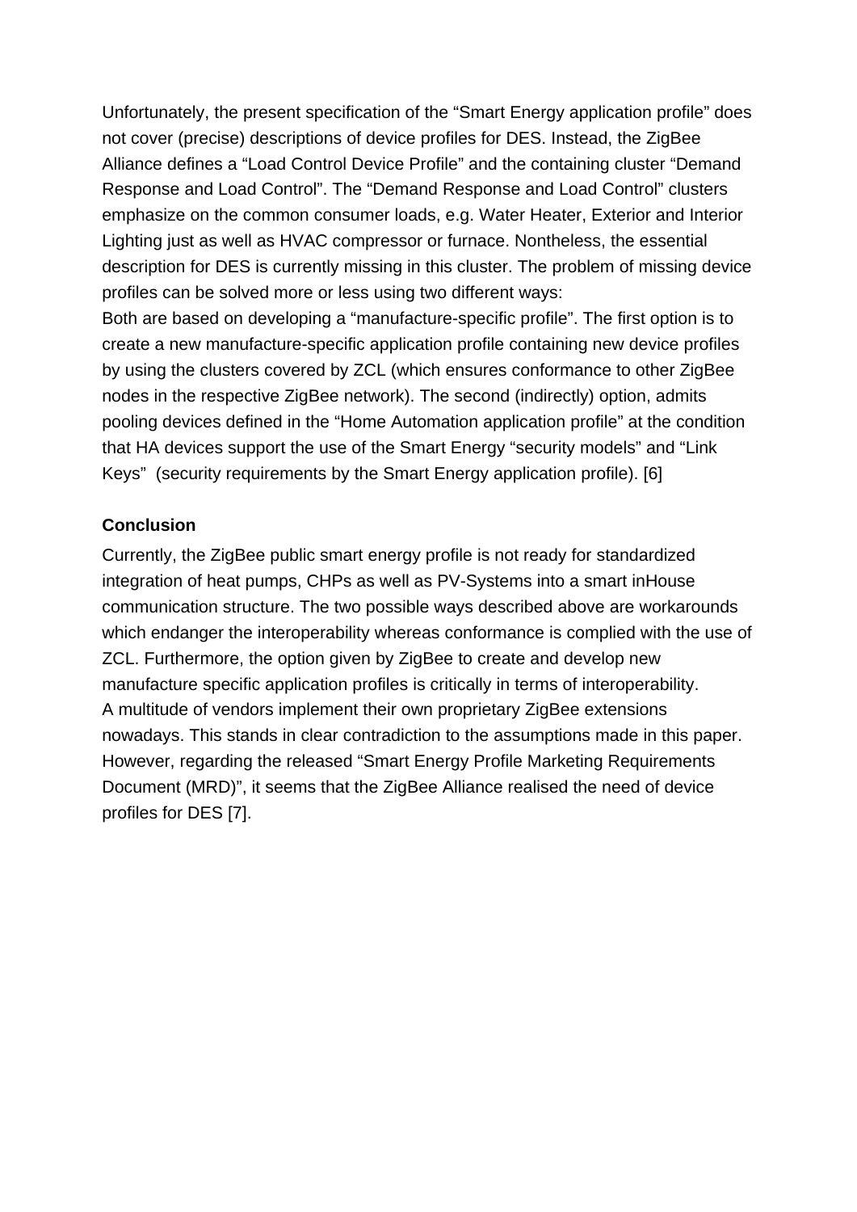Unfortunately, the present specification of the “Smart Energy application profile” does not cover (precise) descriptions of device profiles for DES. Instead, the ZigBee Alliance defines a “Load Control Device Profile” and the containing cluster “Demand Response and Load Control”. The “Demand Response and Load Control” clusters emphasize on the common consumer loads, e.g. Water Heater, Exterior and Interior Lighting just as well as HVAC compressor or furnace. Nontheless, the essential description for DES is currently missing in this cluster. The problem of missing device profiles can be solved more or less using two different ways:
Both are based on developing a “manufacture-specific profile”. The first option is to create a new manufacture-specific application profile containing new device profiles by using the clusters covered by ZCL (which ensures conformance to other ZigBee nodes in the respective ZigBee network). The second (indirectly) option, admits pooling devices defined in the “Home Automation application profile” at the condition that HA devices support the use of the Smart Energy “security models” and “Link Keys”  (security requirements by the Smart Energy application profile). [6]

**Conclusion**

Currently, the ZigBee public smart energy profile is not ready for standardized integration of heat pumps, CHPs as well as PV-Systems into a smart inHouse communication structure. The two possible ways described above are workarounds which endanger the interoperability whereas conformance is complied with the use of ZCL. Furthermore, the option given by ZigBee to create and develop new manufacture specific application profiles is critically in terms of interoperability.
A multitude of vendors implement their own proprietary ZigBee extensions nowadays. This stands in clear contradiction to the assumptions made in this paper. However, regarding the released “Smart Energy Profile Marketing Requirements Document (MRD)”, it seems that the ZigBee Alliance realised the need of device profiles for DES [7].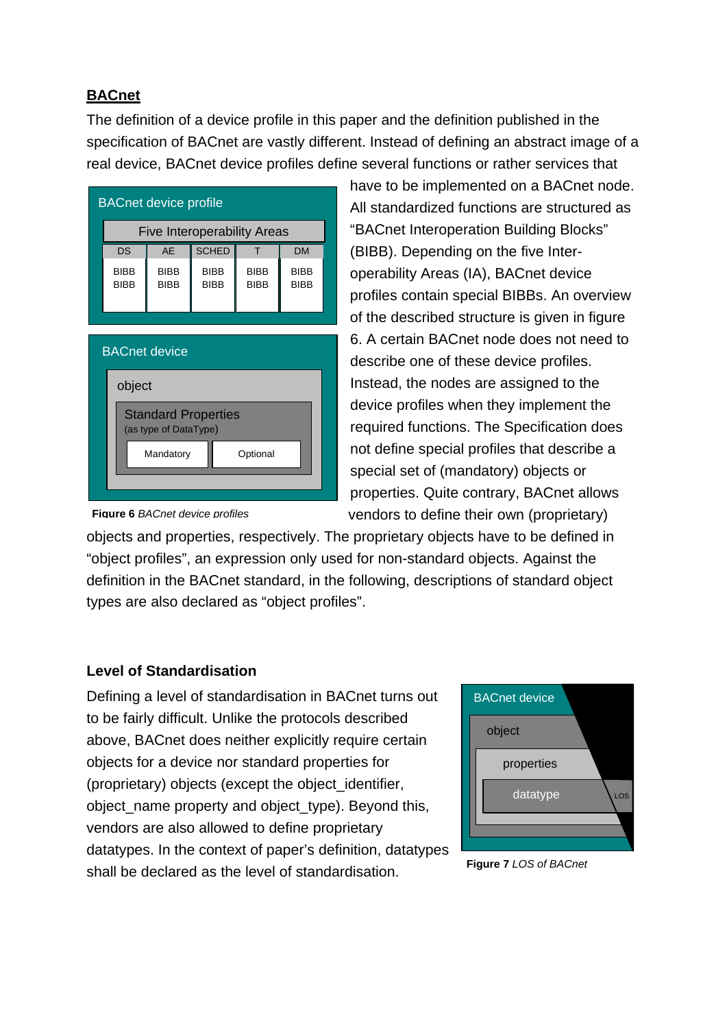## BACnet

The definition of a device profile in this paper and the definition published in the specification of BACnet are vastly different. Instead of defining an abstract image of a real device, BACnet device profiles define several functions or rather services that have to be implemented on a BACnet node. All standardized functions are structured as "BACnet Interoperation Building Blocks" (BIBB). Depending on the five Inter-operability Areas (IA), BACnet device profiles contain special BIBBs. An overview of the described structure is given in figure 6. A certain BACnet node does not need to describe one of these device profiles. Instead, the nodes are assigned to the device profiles when they implement the required functions. The Specification does not define special profiles that describe a special set of (mandatory) objects or properties. Quite contrary, BACnet allows vendors to define their own (proprietary) objects and properties, respectively. The proprietary objects have to be defined in "object profiles", an expression only used for non-standard objects. Against the definition in the BACnet standard, in the following, descriptions of standard object types are also declared as "object profiles".

**Figure 6** *BACnet device profiles*

### Level of Standardisation

Defining a level of standardisation in BACnet turns out to be fairly difficult. Unlike the protocols described above, BACnet does neither explicitly require certain objects for a device nor standard properties for (proprietary) objects (except the object_identifier, object_name property and object_type). Beyond this, vendors are also allowed to define proprietary datatypes. In the context of paper's definition, datatypes shall be declared as the level of standardisation.

**Figure 7** *LOS of BACnet*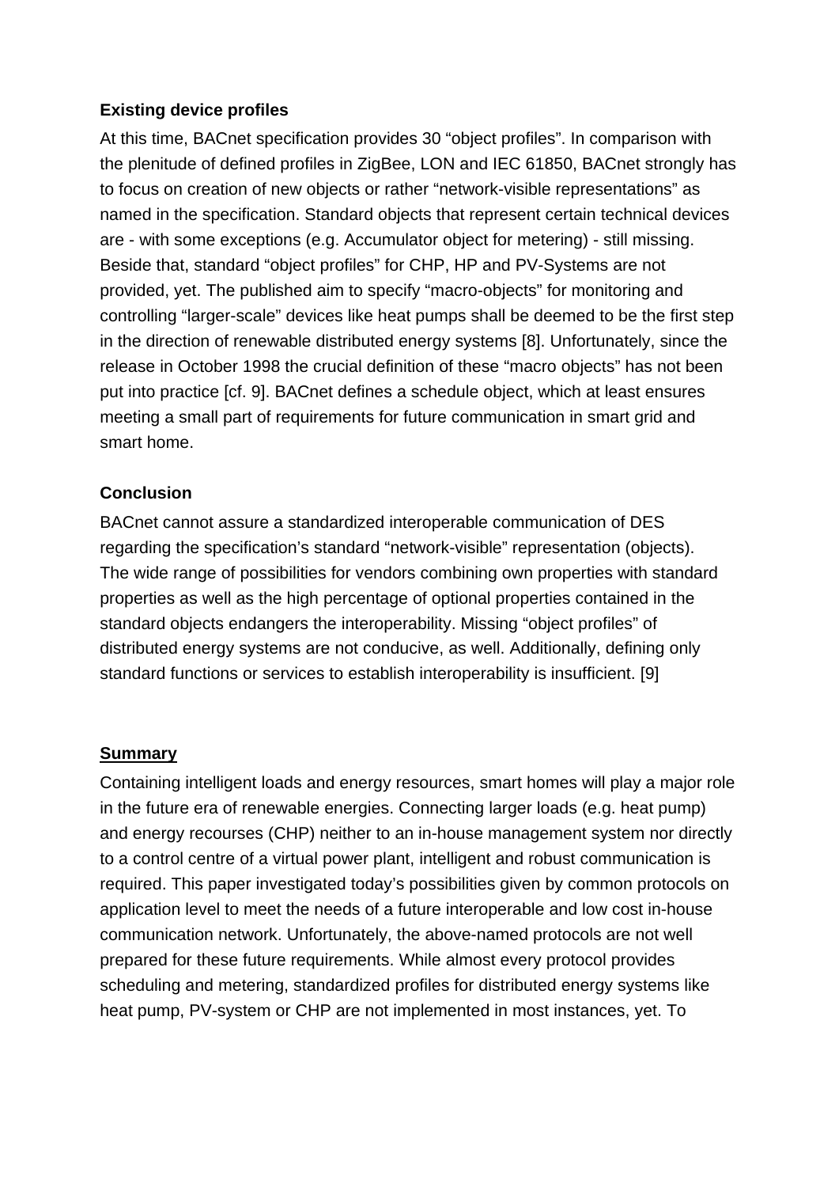**Existing device profiles**

At this time, BACnet specification provides 30 “object profiles”. In comparison with the plenitude of defined profiles in ZigBee, LON and IEC 61850, BACnet strongly has to focus on creation of new objects or rather “network-visible representations” as named in the specification. Standard objects that represent certain technical devices are - with some exceptions (e.g. Accumulator object for metering) - still missing. Beside that, standard “object profiles” for CHP, HP and PV-Systems are not provided, yet. The published aim to specify “macro-objects” for monitoring and controlling “larger-scale” devices like heat pumps shall be deemed to be the first step in the direction of renewable distributed energy systems [8]. Unfortunately, since the release in October 1998 the crucial definition of these “macro objects” has not been put into practice [cf. 9]. BACnet defines a schedule object, which at least ensures meeting a small part of requirements for future communication in smart grid and smart home.

**Conclusion**

BACnet cannot assure a standardized interoperable communication of DES regarding the specification’s standard “network-visible” representation (objects). The wide range of possibilities for vendors combining own properties with standard properties as well as the high percentage of optional properties contained in the standard objects endangers the interoperability. Missing “object profiles” of distributed energy systems are not conducive, as well. Additionally, defining only standard functions or services to establish interoperability is insufficient. [9]

## Summary

Containing intelligent loads and energy resources, smart homes will play a major role in the future era of renewable energies. Connecting larger loads (e.g. heat pump) and energy recourses (CHP) neither to an in-house management system nor directly to a control centre of a virtual power plant, intelligent and robust communication is required. This paper investigated today’s possibilities given by common protocols on application level to meet the needs of a future interoperable and low cost in-house communication network. Unfortunately, the above-named protocols are not well prepared for these future requirements. While almost every protocol provides scheduling and metering, standardized profiles for distributed energy systems like heat pump, PV-system or CHP are not implemented in most instances, yet. To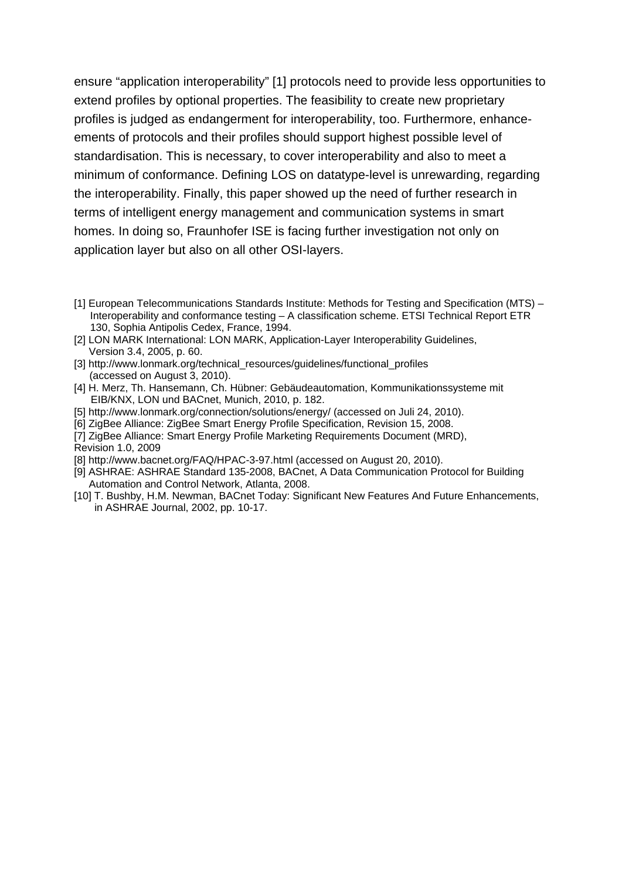ensure “application interoperability” [1] protocols need to provide less opportunities to extend profiles by optional properties. The feasibility to create new proprietary profiles is judged as endangerment for interoperability, too. Furthermore, enhance-ements of protocols and their profiles should support highest possible level of standardisation. This is necessary, to cover interoperability and also to meet a minimum of conformance. Defining LOS on datatype-level is unrewarding, regarding the interoperability. Finally, this paper showed up the need of further research in terms of intelligent energy management and communication systems in smart homes. In doing so, Fraunhofer ISE is facing further investigation not only on application layer but also on all other OSI-layers.

[1] European Telecommunications Standards Institute: Methods for Testing and Specification (MTS) – Interoperability and conformance testing – A classification scheme. ETSI Technical Report ETR 130, Sophia Antipolis Cedex, France, 1994.

[2] LON MARK International: LON MARK, Application-Layer Interoperability Guidelines, Version 3.4, 2005, p. 60.

[3] http://www.lonmark.org/technical_resources/guidelines/functional_profiles (accessed on August 3, 2010).

[4] H. Merz, Th. Hansemann, Ch. Hübner: Gebäudeautomation, Kommunikationssysteme mit EIB/KNX, LON und BACnet, Munich, 2010, p. 182.

[5] http://www.lonmark.org/connection/solutions/energy/ (accessed on Juli 24, 2010).

[6] ZigBee Alliance: ZigBee Smart Energy Profile Specification, Revision 15, 2008.

[7] ZigBee Alliance: Smart Energy Profile Marketing Requirements Document (MRD), Revision 1.0, 2009

[8] http://www.bacnet.org/FAQ/HPAC-3-97.html (accessed on August 20, 2010).

[9] ASHRAE: ASHRAE Standard 135-2008, BACnet, A Data Communication Protocol for Building Automation and Control Network, Atlanta, 2008.

[10] T. Bushby, H.M. Newman, BACnet Today: Significant New Features And Future Enhancements, in ASHRAE Journal, 2002, pp. 10-17.